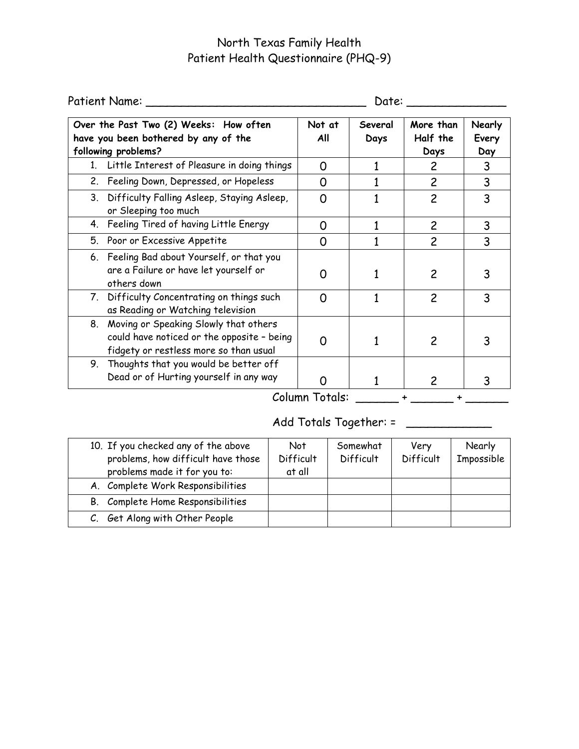# North Texas Family Health
## Patient Health Questionnaire (PHQ-9)

Patient Name: _______________________________ Date: ______________

| **Over the Past Two (2) Weeks: How often have you been bothered by any of the following problems?** | **Not at All** | **Several Days** | **More than Half the Days** | **Nearly Every Day** |
|---|---|---|---|---|
| 1. Little Interest of Pleasure in doing things | 0 | 1 | 2 | 3 |
| 2. Feeling Down, Depressed, or Hopeless | 0 | 1 | 2 | 3 |
| 3. Difficulty Falling Asleep, Staying Asleep, or Sleeping too much | 0 | 1 | 2 | 3 |
| 4. Feeling Tired of having Little Energy | 0 | 1 | 2 | 3 |
| 5. Poor or Excessive Appetite | 0 | 1 | 2 | 3 |
| 6. Feeling Bad about Yourself, or that you are a Failure or have let yourself or others down | 0 | 1 | 2 | 3 |
| 7. Difficulty Concentrating on things such as Reading or Watching television | 0 | 1 | 2 | 3 |
| 8. Moving or Speaking Slowly that others could have noticed or the opposite – being fidgety or restless more so than usual | 0 | 1 | 2 | 3 |
| 9. Thoughts that you would be better off Dead or of Hurting yourself in any way | 0 | 1 | 2 | 3 |

Column Totals: ______ + ______ + ______

Add Totals Together: = ____________

| 10. If you checked any of the above problems, how difficult have those problems made it for you to: | Not Difficult at all | Somewhat Difficult | Very Difficult | Nearly Impossible |
|---|---|---|---|---|
| A. Complete Work Responsibilities | | | | |
| B. Complete Home Responsibilities | | | | |
| C. Get Along with Other People | | | | |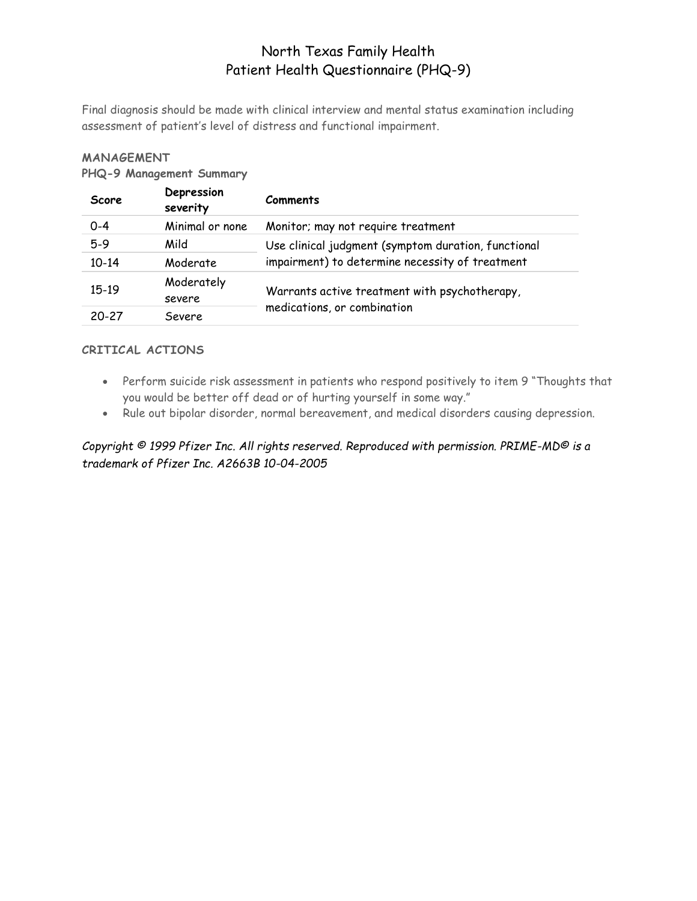# North Texas Family Health
# Patient Health Questionnaire (PHQ-9)

Final diagnosis should be made with clinical interview and mental status examination including assessment of patient's level of distress and functional impairment.

**MANAGEMENT**

**PHQ-9 Management Summary**

| Score | Depression severity | Comments |
|---|---|---|
| 0-4 | Minimal or none | Monitor; may not require treatment |
| 5-9 | Mild | Use clinical judgment (symptom duration, functional impairment) to determine necessity of treatment |
| 10-14 | Moderate | |
| 15-19 | Moderately severe | Warrants active treatment with psychotherapy, medications, or combination |
| 20-27 | Severe | |

**CRITICAL ACTIONS**

- Perform suicide risk assessment in patients who respond positively to item 9 "Thoughts that you would be better off dead or of hurting yourself in some way."
- Rule out bipolar disorder, normal bereavement, and medical disorders causing depression.

*Copyright © 1999 Pfizer Inc. All rights reserved. Reproduced with permission. PRIME-MD© is a trademark of Pfizer Inc. A2663B 10-04-2005*